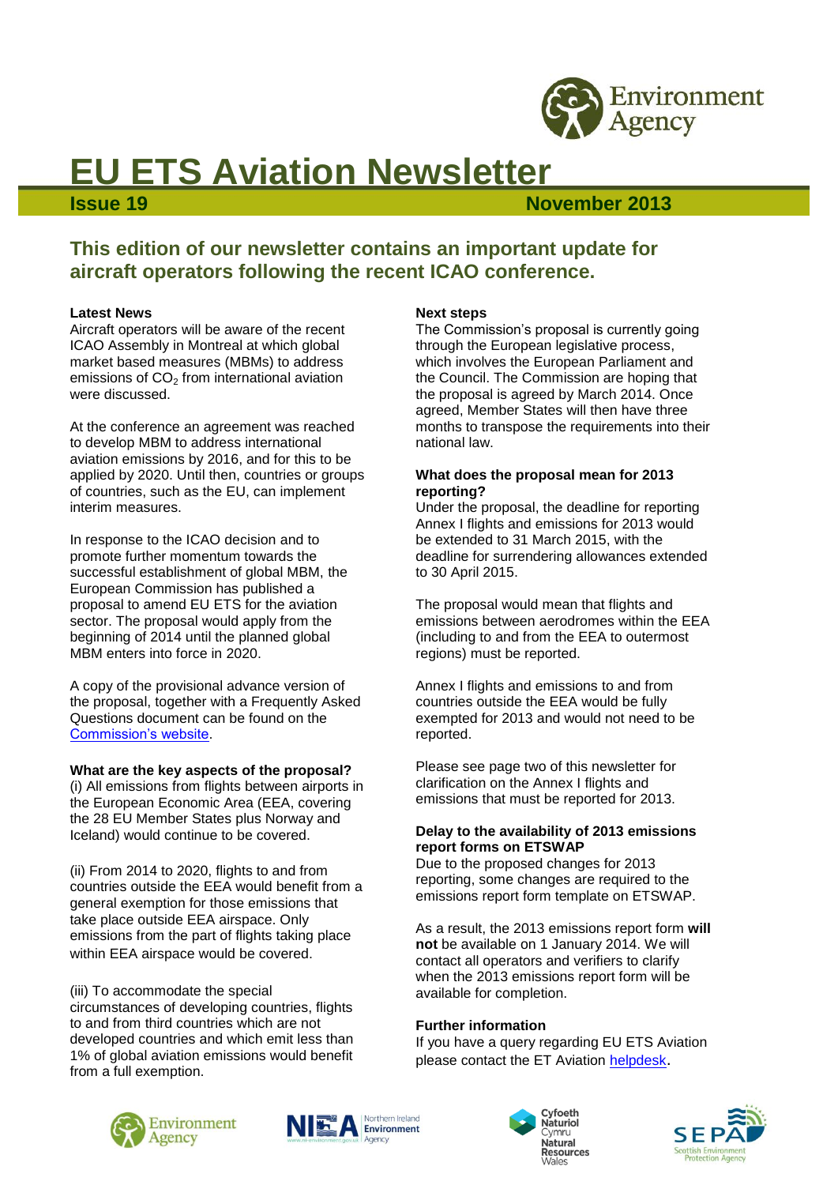# EU ETS Aviation Newsletter

**Issue 19** **November 2013**

## This edition of our newsletter contains an important update for aircraft operators following the recent ICAO conference.

**Latest News**

Aircraft operators will be aware of the recent ICAO Assembly in Montreal at which global market based measures (MBMs) to address emissions of $CO_2$ from international aviation were discussed.

At the conference an agreement was reached to develop MBM to address international aviation emissions by 2016, and for this to be applied by 2020. Until then, countries or groups of countries, such as the EU, can implement interim measures.

In response to the ICAO decision and to promote further momentum towards the successful establishment of global MBM, the European Commission has published a proposal to amend EU ETS for the aviation sector. The proposal would apply from the beginning of 2014 until the planned global MBM enters into force in 2020.

A copy of the provisional advance version of the proposal, together with a Frequently Asked Questions document can be found on the Commission's website.

**What are the key aspects of the proposal?**

(i) All emissions from flights between airports in the European Economic Area (EEA, covering the 28 EU Member States plus Norway and Iceland) would continue to be covered.

(ii) From 2014 to 2020, flights to and from countries outside the EEA would benefit from a general exemption for those emissions that take place outside EEA airspace. Only emissions from the part of flights taking place within EEA airspace would be covered.

(iii) To accommodate the special circumstances of developing countries, flights to and from third countries which are not developed countries and which emit less than 1% of global aviation emissions would benefit from a full exemption.

**Next steps**

The Commission's proposal is currently going through the European legislative process, which involves the European Parliament and the Council. The Commission are hoping that the proposal is agreed by March 2014. Once agreed, Member States will then have three months to transpose the requirements into their national law.

**What does the proposal mean for 2013 reporting?**

Under the proposal, the deadline for reporting Annex I flights and emissions for 2013 would be extended to 31 March 2015, with the deadline for surrendering allowances extended to 30 April 2015.

The proposal would mean that flights and emissions between aerodromes within the EEA (including to and from the EEA to outermost regions) must be reported.

Annex I flights and emissions to and from countries outside the EEA would be fully exempted for 2013 and would not need to be reported.

Please see page two of this newsletter for clarification on the Annex I flights and emissions that must be reported for 2013.

**Delay to the availability of 2013 emissions report forms on ETSWAP**

Due to the proposed changes for 2013 reporting, some changes are required to the emissions report form template on ETSWAP.

As a result, the 2013 emissions report form **will not** be available on 1 January 2014. We will contact all operators and verifiers to clarify when the 2013 emissions report form will be available for completion.

**Further information**

If you have a query regarding EU ETS Aviation please contact the ET Aviation helpdesk.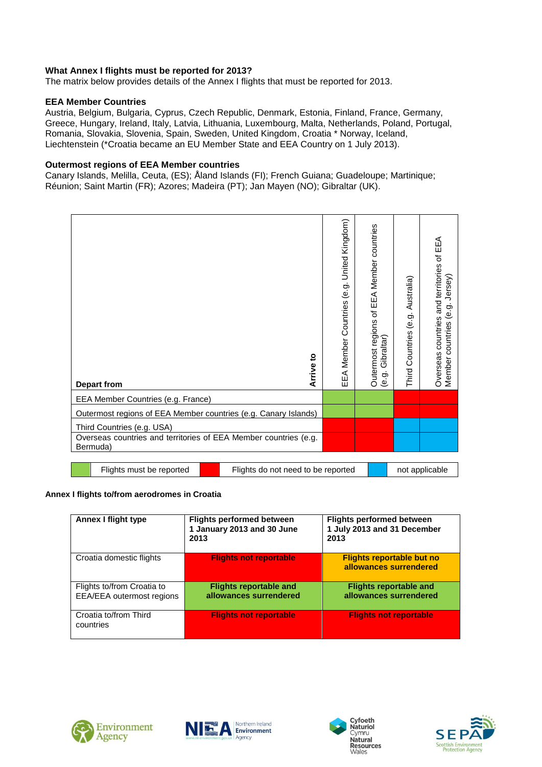**What Annex I flights must be reported for 2013?**
The matrix below provides details of the Annex I flights that must be reported for 2013.

**EEA Member Countries**
Austria, Belgium, Bulgaria, Cyprus, Czech Republic, Denmark, Estonia, Finland, France, Germany, Greece, Hungary, Ireland, Italy, Latvia, Lithuania, Luxembourg, Malta, Netherlands, Poland, Portugal, Romania, Slovakia, Slovenia, Spain, Sweden, United Kingdom, Croatia * Norway, Iceland, Liechtenstein (*Croatia became an EU Member State and EEA Country on 1 July 2013).

**Outermost regions of EEA Member countries**
Canary Islands, Melilla, Ceuta, (ES); Åland Islands (FI); French Guiana; Guadeloupe; Martinique; Réunion; Saint Martin (FR); Azores; Madeira (PT); Jan Mayen (NO); Gibraltar (UK).

| Depart from / **Arrive to** | EEA Member Countries (e.g. United Kingdom) | Outermost regions of EEA Member countries (e.g. Gibraltar) | Third Countries (e.g. Australia) | Overseas countries and territories of EEA Member countries (e.g. Jersey) |
|---|---|---|---|---|
| EEA Member Countries (e.g. France) | Flights must be reported | Flights must be reported | Flights do not need to be reported | Flights do not need to be reported |
| Outermost regions of EEA Member countries (e.g. Canary Islands) | Flights must be reported | Flights must be reported | Flights do not need to be reported | Flights do not need to be reported |
| Third Countries (e.g. USA) | Flights do not need to be reported | Flights do not need to be reported | not applicable | not applicable |
| Overseas countries and territories of EEA Member countries (e.g. Bermuda) | Flights do not need to be reported | Flights do not need to be reported | not applicable | not applicable |

Key: Flights must be reported | Flights do not need to be reported | not applicable

**Annex I flights to/from aerodromes in Croatia**

| Annex I flight type | Flights performed between 1 January 2013 and 30 June 2013 | Flights performed between 1 July 2013 and 31 December 2013 |
|---|---|---|
| Croatia domestic flights | **Flights not reportable** | **Flights reportable but no allowances surrendered** |
| Flights to/from Croatia to EEA/EEA outermost regions | **Flights reportable and allowances surrendered** | **Flights reportable and allowances surrendered** |
| Croatia to/from Third countries | **Flights not reportable** | **Flights not reportable** |